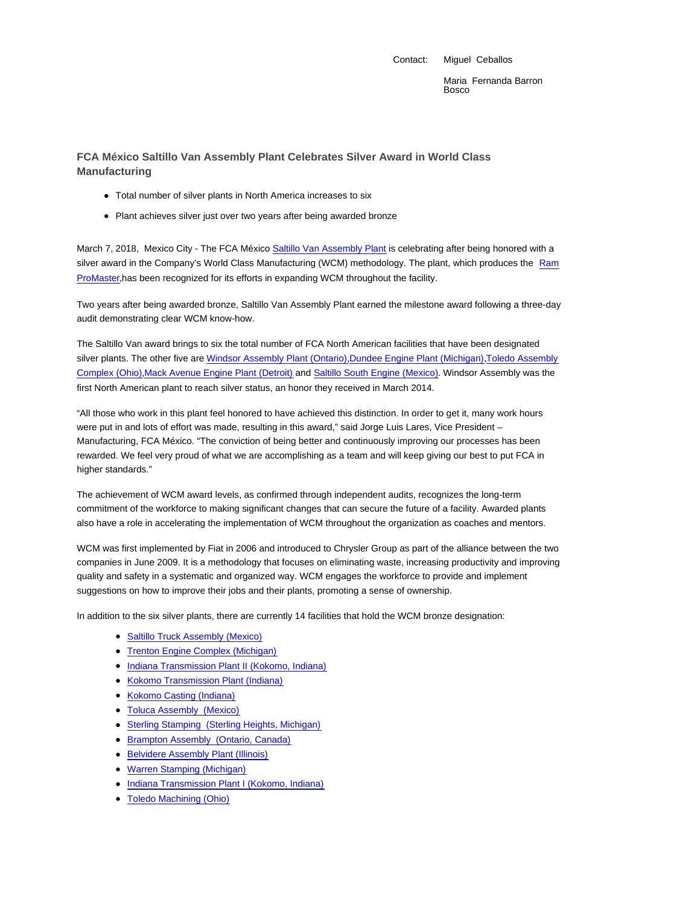Contact: Miguel Ceballos

Maria Fernanda Barron Bosco

## FCA México Saltillo Van Assembly Plant Celebrates Silver Award in World Class Manufacturing

- Total number of silver plants in North America increases to six
- Plant achieves silver just over two years after being awarded bronze

March 7, 2018, Mexico City - The FCA México Saltillo Van Assembly Plant is celebrating after being honored with a silver award in the Company's World Class Manufacturing (WCM) methodology. The plant, which produces the Ram ProMaster,has been recognized for its efforts in expanding WCM throughout the facility.

Two years after being awarded bronze, Saltillo Van Assembly Plant earned the milestone award following a three-day audit demonstrating clear WCM know-how.

The Saltillo Van award brings to six the total number of FCA North American facilities that have been designated silver plants. The other five are Windsor Assembly Plant (Ontario),Dundee Engine Plant (Michigan),Toledo Assembly Complex (Ohio),Mack Avenue Engine Plant (Detroit) and Saltillo South Engine (Mexico). Windsor Assembly was the first North American plant to reach silver status, an honor they received in March 2014.

"All those who work in this plant feel honored to have achieved this distinction. In order to get it, many work hours were put in and lots of effort was made, resulting in this award," said Jorge Luis Lares, Vice President – Manufacturing, FCA México. "The conviction of being better and continuously improving our processes has been rewarded. We feel very proud of what we are accomplishing as a team and will keep giving our best to put FCA in higher standards."

The achievement of WCM award levels, as confirmed through independent audits, recognizes the long-term commitment of the workforce to making significant changes that can secure the future of a facility. Awarded plants also have a role in accelerating the implementation of WCM throughout the organization as coaches and mentors.

WCM was first implemented by Fiat in 2006 and introduced to Chrysler Group as part of the alliance between the two companies in June 2009. It is a methodology that focuses on eliminating waste, increasing productivity and improving quality and safety in a systematic and organized way. WCM engages the workforce to provide and implement suggestions on how to improve their jobs and their plants, promoting a sense of ownership.

In addition to the six silver plants, there are currently 14 facilities that hold the WCM bronze designation:

- Saltillo Truck Assembly (Mexico)
- Trenton Engine Complex (Michigan)
- Indiana Transmission Plant II (Kokomo, Indiana)
- Kokomo Transmission Plant (Indiana)
- Kokomo Casting (Indiana)
- Toluca Assembly (Mexico)
- Sterling Stamping (Sterling Heights, Michigan)
- Brampton Assembly (Ontario, Canada)
- Belvidere Assembly Plant (Illinois)
- Warren Stamping (Michigan)
- Indiana Transmission Plant I (Kokomo, Indiana)
- Toledo Machining (Ohio)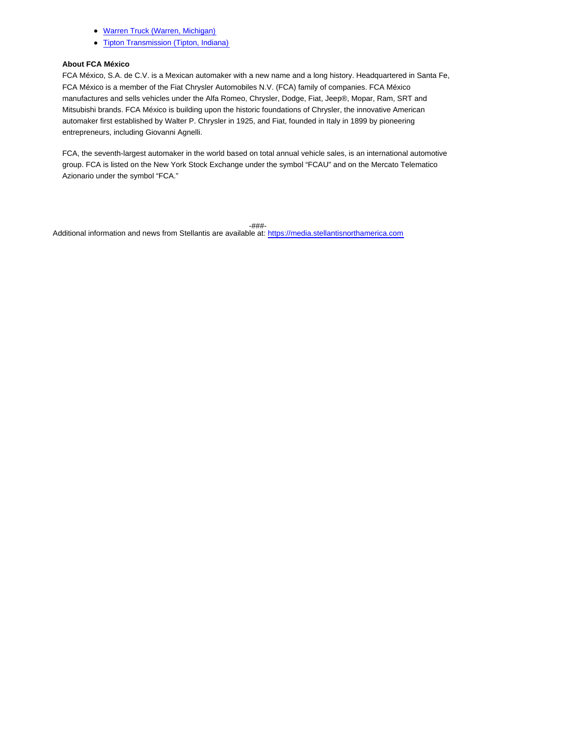- Warren Truck (Warren, Michigan)
- Tipton Transmission (Tipton, Indiana)

**About FCA México**

FCA México, S.A. de C.V. is a Mexican automaker with a new name and a long history. Headquartered in Santa Fe, FCA México is a member of the Fiat Chrysler Automobiles N.V. (FCA) family of companies. FCA México manufactures and sells vehicles under the Alfa Romeo, Chrysler, Dodge, Fiat, Jeep®, Mopar, Ram, SRT and Mitsubishi brands. FCA México is building upon the historic foundations of Chrysler, the innovative American automaker first established by Walter P. Chrysler in 1925, and Fiat, founded in Italy in 1899 by pioneering entrepreneurs, including Giovanni Agnelli.

FCA, the seventh-largest automaker in the world based on total annual vehicle sales, is an international automotive group. FCA is listed on the New York Stock Exchange under the symbol "FCAU" and on the Mercato Telematico Azionario under the symbol "FCA."

-###-

Additional information and news from Stellantis are available at: https://media.stellantisnorthamerica.com